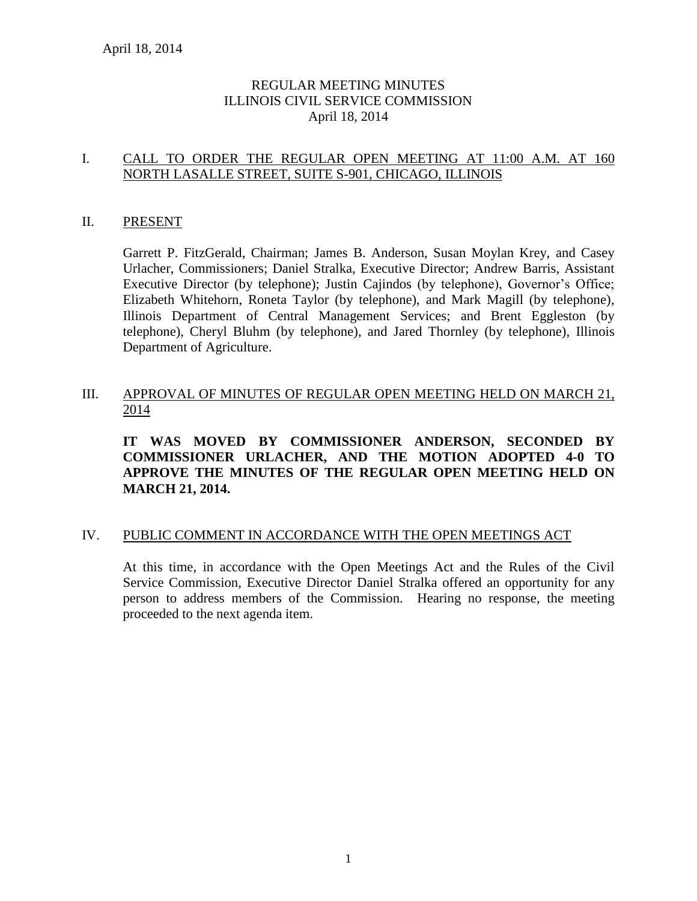# REGULAR MEETING MINUTES
# ILLINOIS CIVIL SERVICE COMMISSION
# April 18, 2014

## I. CALL TO ORDER THE REGULAR OPEN MEETING AT 11:00 A.M. AT 160 NORTH LASALLE STREET, SUITE S-901, CHICAGO, ILLINOIS

## II. PRESENT

Garrett P. FitzGerald, Chairman; James B. Anderson, Susan Moylan Krey, and Casey Urlacher, Commissioners; Daniel Stralka, Executive Director; Andrew Barris, Assistant Executive Director (by telephone); Justin Cajindos (by telephone), Governor's Office; Elizabeth Whitehorn, Roneta Taylor (by telephone), and Mark Magill (by telephone), Illinois Department of Central Management Services; and Brent Eggleston (by telephone), Cheryl Bluhm (by telephone), and Jared Thornley (by telephone), Illinois Department of Agriculture.

## III. APPROVAL OF MINUTES OF REGULAR OPEN MEETING HELD ON MARCH 21, 2014

**IT WAS MOVED BY COMMISSIONER ANDERSON, SECONDED BY COMMISSIONER URLACHER, AND THE MOTION ADOPTED 4-0 TO APPROVE THE MINUTES OF THE REGULAR OPEN MEETING HELD ON MARCH 21, 2014.**

## IV. PUBLIC COMMENT IN ACCORDANCE WITH THE OPEN MEETINGS ACT

At this time, in accordance with the Open Meetings Act and the Rules of the Civil Service Commission, Executive Director Daniel Stralka offered an opportunity for any person to address members of the Commission. Hearing no response, the meeting proceeded to the next agenda item.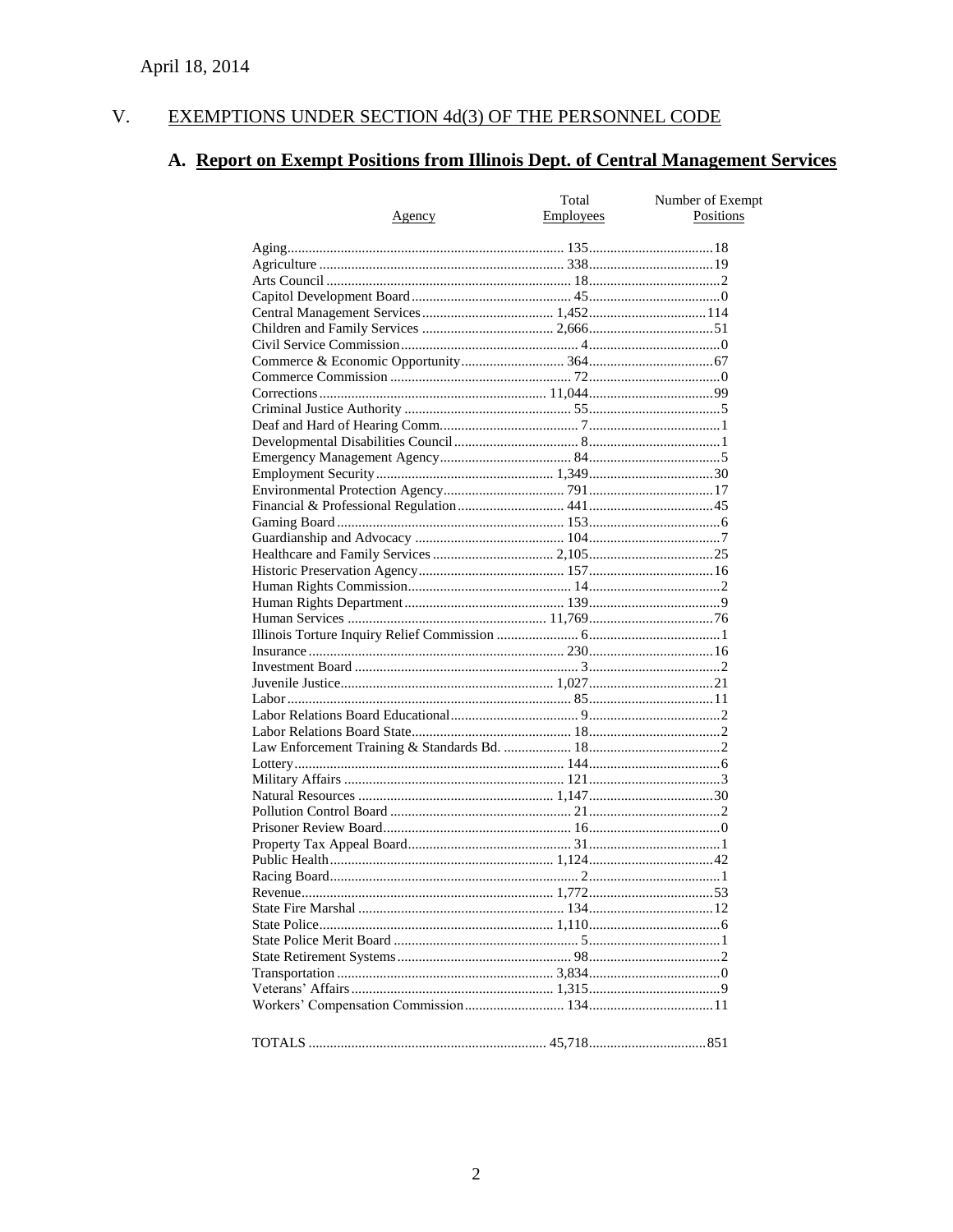April 18, 2014

## V. EXEMPTIONS UNDER SECTION 4d(3) OF THE PERSONNEL CODE

### A. Report on Exempt Positions from Illinois Dept. of Central Management Services

| Agency | Total Employees | Number of Exempt Positions |
|---|---|---|
| Aging | 135 | 18 |
| Agriculture | 338 | 19 |
| Arts Council | 18 | 2 |
| Capitol Development Board | 45 | 0 |
| Central Management Services | 1,452 | 114 |
| Children and Family Services | 2,666 | 51 |
| Civil Service Commission | 4 | 0 |
| Commerce & Economic Opportunity | 364 | 67 |
| Commerce Commission | 72 | 0 |
| Corrections | 11,044 | 99 |
| Criminal Justice Authority | 55 | 5 |
| Deaf and Hard of Hearing Comm. | 7 | 1 |
| Developmental Disabilities Council | 8 | 1 |
| Emergency Management Agency | 84 | 5 |
| Employment Security | 1,349 | 30 |
| Environmental Protection Agency | 791 | 17 |
| Financial & Professional Regulation | 441 | 45 |
| Gaming Board | 153 | 6 |
| Guardianship and Advocacy | 104 | 7 |
| Healthcare and Family Services | 2,105 | 25 |
| Historic Preservation Agency | 157 | 16 |
| Human Rights Commission | 14 | 2 |
| Human Rights Department | 139 | 9 |
| Human Services | 11,769 | 76 |
| Illinois Torture Inquiry Relief Commission | 6 | 1 |
| Insurance | 230 | 16 |
| Investment Board | 3 | 2 |
| Juvenile Justice | 1,027 | 21 |
| Labor | 85 | 11 |
| Labor Relations Board Educational | 9 | 2 |
| Labor Relations Board State | 18 | 2 |
| Law Enforcement Training & Standards Bd. | 18 | 2 |
| Lottery | 144 | 6 |
| Military Affairs | 121 | 3 |
| Natural Resources | 1,147 | 30 |
| Pollution Control Board | 21 | 2 |
| Prisoner Review Board | 16 | 0 |
| Property Tax Appeal Board | 31 | 1 |
| Public Health | 1,124 | 42 |
| Racing Board | 2 | 1 |
| Revenue | 1,772 | 53 |
| State Fire Marshal | 134 | 12 |
| State Police | 1,110 | 6 |
| State Police Merit Board | 5 | 1 |
| State Retirement Systems | 98 | 2 |
| Transportation | 3,834 | 0 |
| Veterans' Affairs | 1,315 | 9 |
| Workers' Compensation Commission | 134 | 11 |
| TOTALS | 45,718 | 851 |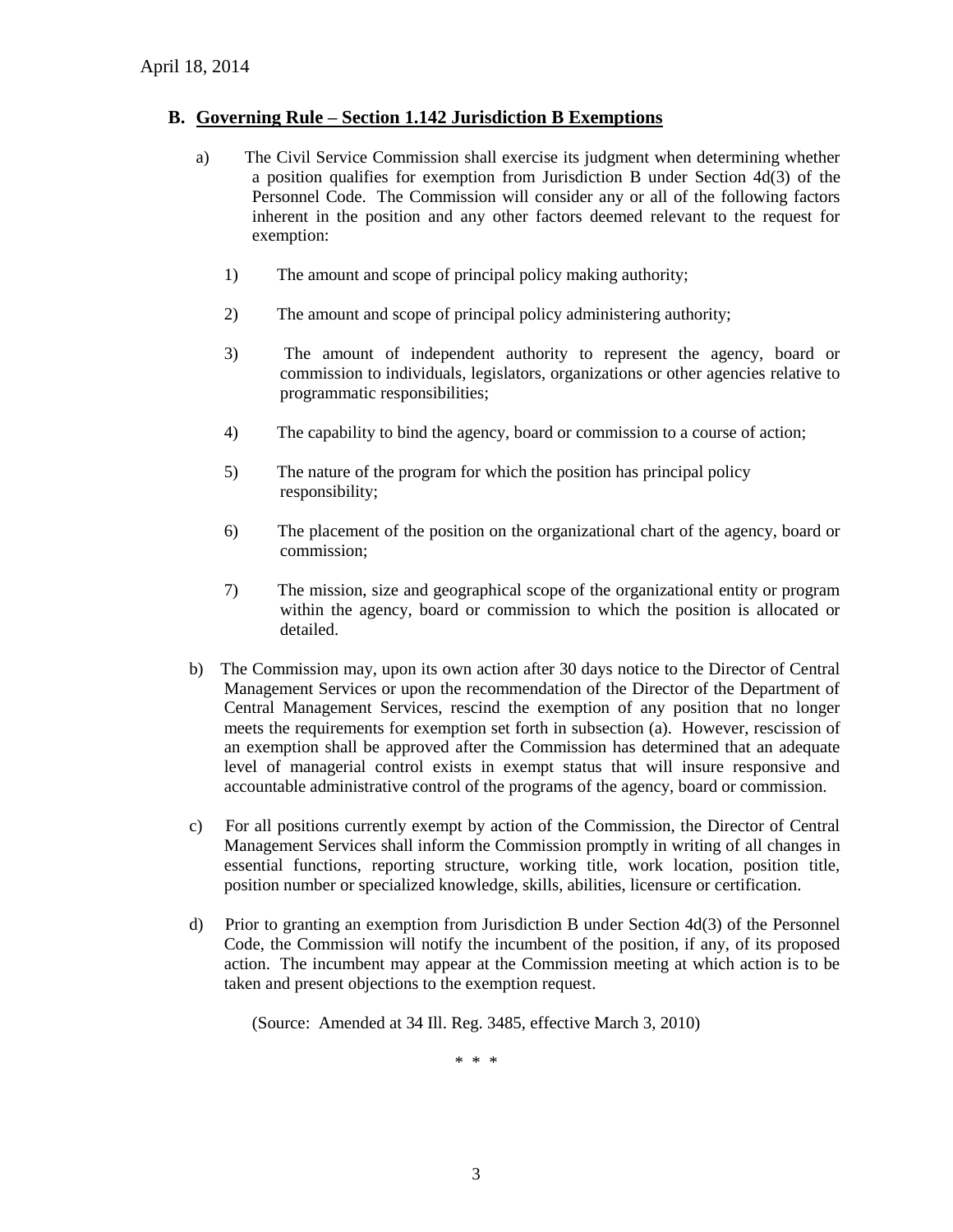April 18, 2014

## B. Governing Rule – Section 1.142 Jurisdiction B Exemptions

a) The Civil Service Commission shall exercise its judgment when determining whether a position qualifies for exemption from Jurisdiction B under Section 4d(3) of the Personnel Code. The Commission will consider any or all of the following factors inherent in the position and any other factors deemed relevant to the request for exemption:

1) The amount and scope of principal policy making authority;

2) The amount and scope of principal policy administering authority;

3) The amount of independent authority to represent the agency, board or commission to individuals, legislators, organizations or other agencies relative to programmatic responsibilities;

4) The capability to bind the agency, board or commission to a course of action;

5) The nature of the program for which the position has principal policy responsibility;

6) The placement of the position on the organizational chart of the agency, board or commission;

7) The mission, size and geographical scope of the organizational entity or program within the agency, board or commission to which the position is allocated or detailed.

b) The Commission may, upon its own action after 30 days notice to the Director of Central Management Services or upon the recommendation of the Director of the Department of Central Management Services, rescind the exemption of any position that no longer meets the requirements for exemption set forth in subsection (a). However, rescission of an exemption shall be approved after the Commission has determined that an adequate level of managerial control exists in exempt status that will insure responsive and accountable administrative control of the programs of the agency, board or commission.

c) For all positions currently exempt by action of the Commission, the Director of Central Management Services shall inform the Commission promptly in writing of all changes in essential functions, reporting structure, working title, work location, position title, position number or specialized knowledge, skills, abilities, licensure or certification.

d) Prior to granting an exemption from Jurisdiction B under Section 4d(3) of the Personnel Code, the Commission will notify the incumbent of the position, if any, of its proposed action. The incumbent may appear at the Commission meeting at which action is to be taken and present objections to the exemption request.

(Source: Amended at 34 Ill. Reg. 3485, effective March 3, 2010)

\* \* \*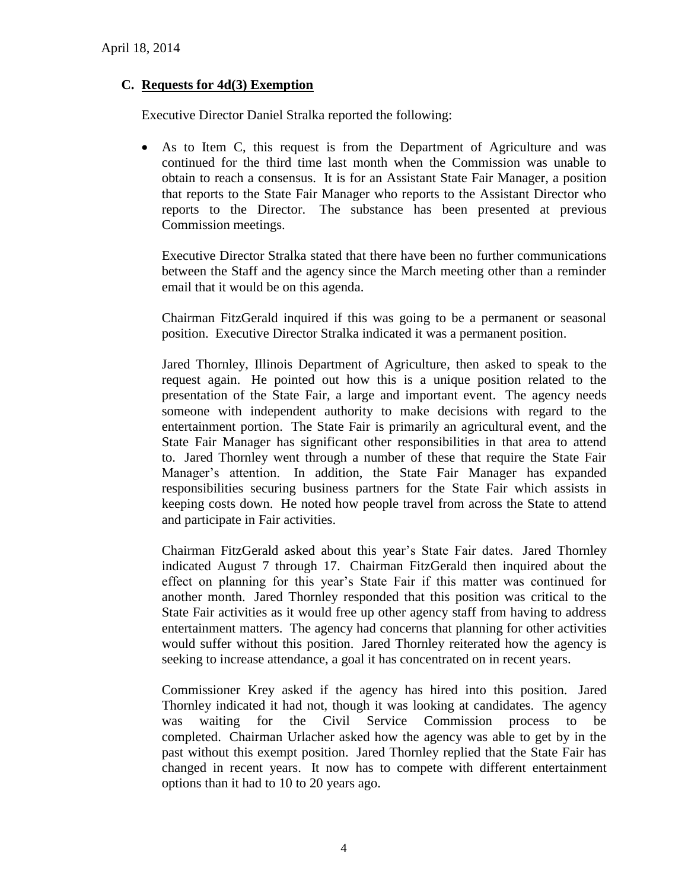April 18, 2014

### C. Requests for 4d(3) Exemption

Executive Director Daniel Stralka reported the following:

- As to Item C, this request is from the Department of Agriculture and was continued for the third time last month when the Commission was unable to obtain to reach a consensus. It is for an Assistant State Fair Manager, a position that reports to the State Fair Manager who reports to the Assistant Director who reports to the Director. The substance has been presented at previous Commission meetings.

  Executive Director Stralka stated that there have been no further communications between the Staff and the agency since the March meeting other than a reminder email that it would be on this agenda.

  Chairman FitzGerald inquired if this was going to be a permanent or seasonal position. Executive Director Stralka indicated it was a permanent position.

  Jared Thornley, Illinois Department of Agriculture, then asked to speak to the request again. He pointed out how this is a unique position related to the presentation of the State Fair, a large and important event. The agency needs someone with independent authority to make decisions with regard to the entertainment portion. The State Fair is primarily an agricultural event, and the State Fair Manager has significant other responsibilities in that area to attend to. Jared Thornley went through a number of these that require the State Fair Manager's attention. In addition, the State Fair Manager has expanded responsibilities securing business partners for the State Fair which assists in keeping costs down. He noted how people travel from across the State to attend and participate in Fair activities.

  Chairman FitzGerald asked about this year's State Fair dates. Jared Thornley indicated August 7 through 17. Chairman FitzGerald then inquired about the effect on planning for this year's State Fair if this matter was continued for another month. Jared Thornley responded that this position was critical to the State Fair activities as it would free up other agency staff from having to address entertainment matters. The agency had concerns that planning for other activities would suffer without this position. Jared Thornley reiterated how the agency is seeking to increase attendance, a goal it has concentrated on in recent years.

  Commissioner Krey asked if the agency has hired into this position. Jared Thornley indicated it had not, though it was looking at candidates. The agency was waiting for the Civil Service Commission process to be completed. Chairman Urlacher asked how the agency was able to get by in the past without this exempt position. Jared Thornley replied that the State Fair has changed in recent years. It now has to compete with different entertainment options than it had to 10 to 20 years ago.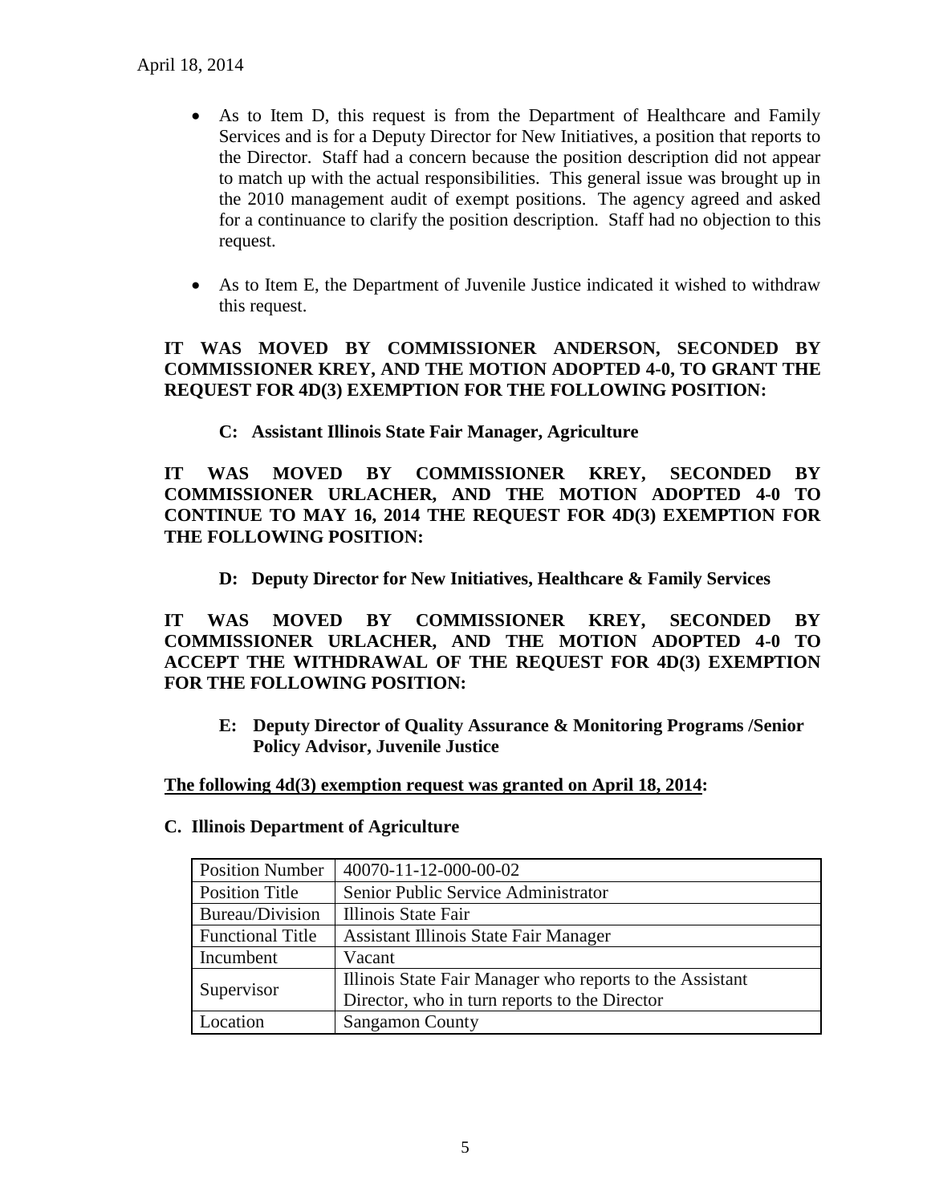- As to Item D, this request is from the Department of Healthcare and Family Services and is for a Deputy Director for New Initiatives, a position that reports to the Director. Staff had a concern because the position description did not appear to match up with the actual responsibilities. This general issue was brought up in the 2010 management audit of exempt positions. The agency agreed and asked for a continuance to clarify the position description. Staff had no objection to this request.

- As to Item E, the Department of Juvenile Justice indicated it wished to withdraw this request.

**IT WAS MOVED BY COMMISSIONER ANDERSON, SECONDED BY COMMISSIONER KREY, AND THE MOTION ADOPTED 4-0, TO GRANT THE REQUEST FOR 4D(3) EXEMPTION FOR THE FOLLOWING POSITION:**

**C: Assistant Illinois State Fair Manager, Agriculture**

**IT WAS MOVED BY COMMISSIONER KREY, SECONDED BY COMMISSIONER URLACHER, AND THE MOTION ADOPTED 4-0 TO CONTINUE TO MAY 16, 2014 THE REQUEST FOR 4D(3) EXEMPTION FOR THE FOLLOWING POSITION:**

**D: Deputy Director for New Initiatives, Healthcare & Family Services**

**IT WAS MOVED BY COMMISSIONER KREY, SECONDED BY COMMISSIONER URLACHER, AND THE MOTION ADOPTED 4-0 TO ACCEPT THE WITHDRAWAL OF THE REQUEST FOR 4D(3) EXEMPTION FOR THE FOLLOWING POSITION:**

**E: Deputy Director of Quality Assurance & Monitoring Programs /Senior Policy Advisor, Juvenile Justice**

**The following 4d(3) exemption request was granted on April 18, 2014:**

**C. Illinois Department of Agriculture**

| Position Number | 40070-11-12-000-00-02 |
|---|---|
| Position Title | Senior Public Service Administrator |
| Bureau/Division | Illinois State Fair |
| Functional Title | Assistant Illinois State Fair Manager |
| Incumbent | Vacant |
| Supervisor | Illinois State Fair Manager who reports to the Assistant Director, who in turn reports to the Director |
| Location | Sangamon County |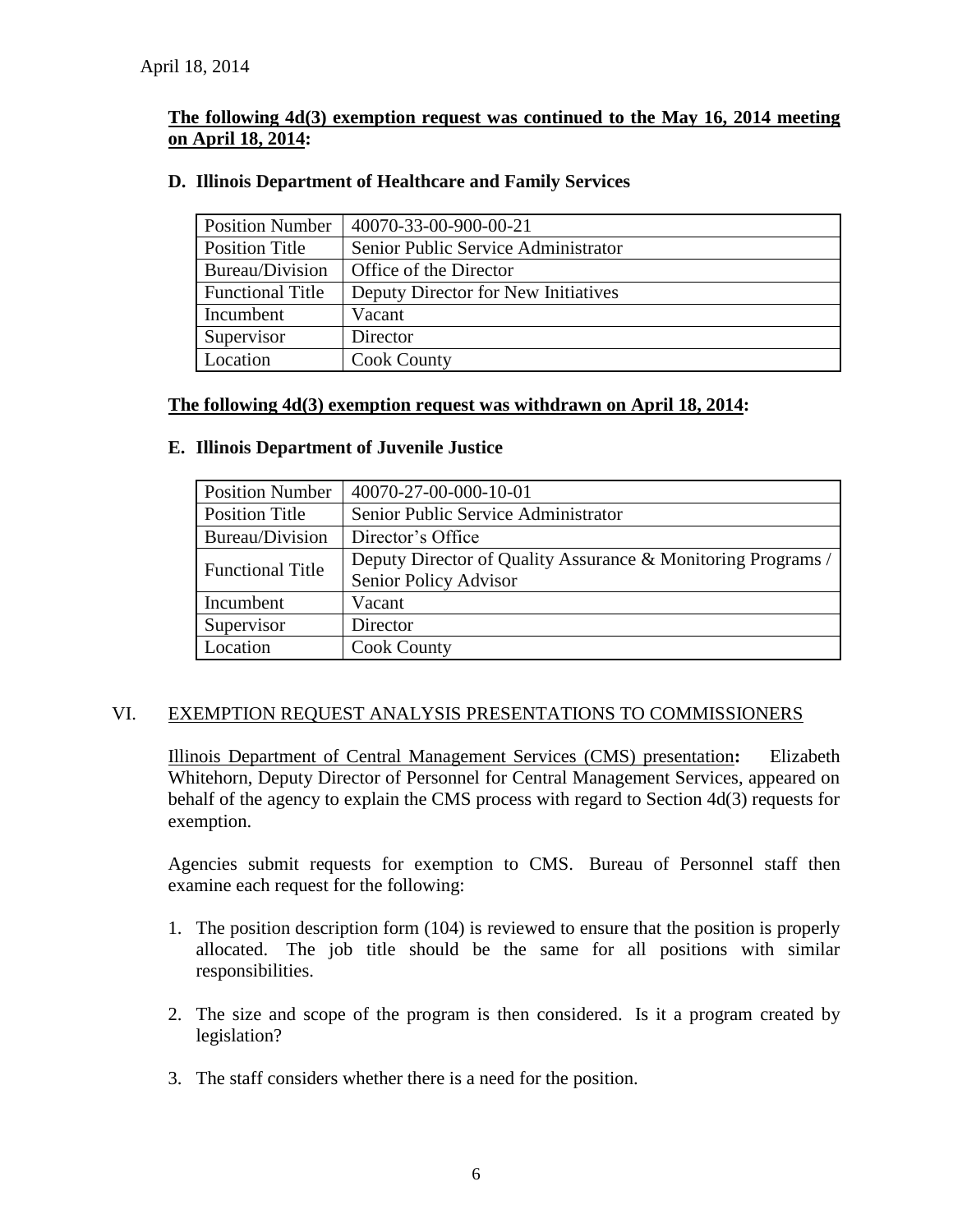April 18, 2014

**The following 4d(3) exemption request was continued to the May 16, 2014 meeting on April 18, 2014:**

**D. Illinois Department of Healthcare and Family Services**

| Position Number | 40070-33-00-900-00-21 |
|---|---|
| Position Title | Senior Public Service Administrator |
| Bureau/Division | Office of the Director |
| Functional Title | Deputy Director for New Initiatives |
| Incumbent | Vacant |
| Supervisor | Director |
| Location | Cook County |

**The following 4d(3) exemption request was withdrawn on April 18, 2014:**

**E. Illinois Department of Juvenile Justice**

| Position Number | 40070-27-00-000-10-01 |
|---|---|
| Position Title | Senior Public Service Administrator |
| Bureau/Division | Director's Office |
| Functional Title | Deputy Director of Quality Assurance & Monitoring Programs / Senior Policy Advisor |
| Incumbent | Vacant |
| Supervisor | Director |
| Location | Cook County |

## VI. EXEMPTION REQUEST ANALYSIS PRESENTATIONS TO COMMISSIONERS

Illinois Department of Central Management Services (CMS) presentation**:** Elizabeth Whitehorn, Deputy Director of Personnel for Central Management Services, appeared on behalf of the agency to explain the CMS process with regard to Section 4d(3) requests for exemption.

Agencies submit requests for exemption to CMS. Bureau of Personnel staff then examine each request for the following:

1. The position description form (104) is reviewed to ensure that the position is properly allocated. The job title should be the same for all positions with similar responsibilities.

2. The size and scope of the program is then considered. Is it a program created by legislation?

3. The staff considers whether there is a need for the position.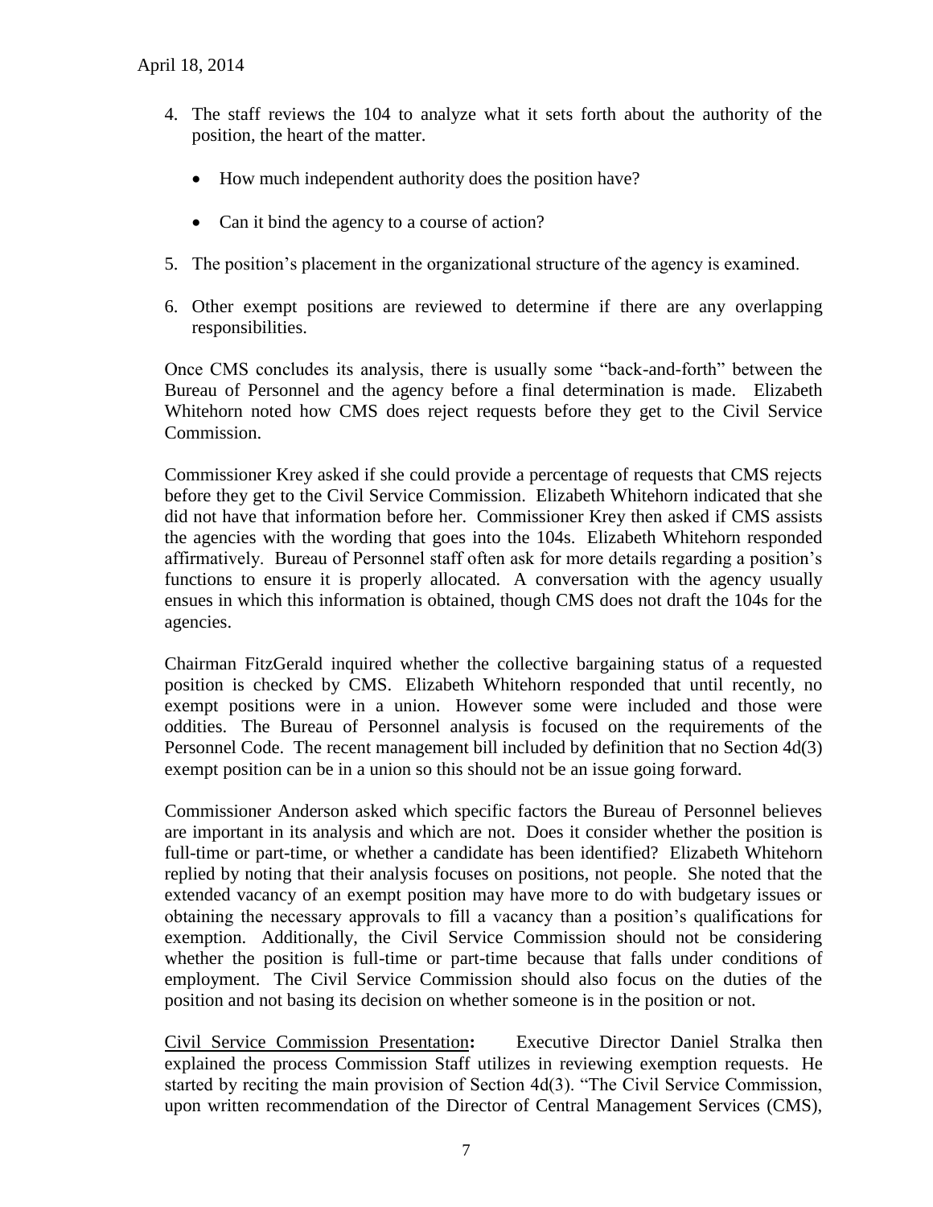4. The staff reviews the 104 to analyze what it sets forth about the authority of the position, the heart of the matter.

   - How much independent authority does the position have?

   - Can it bind the agency to a course of action?

5. The position's placement in the organizational structure of the agency is examined.

6. Other exempt positions are reviewed to determine if there are any overlapping responsibilities.

Once CMS concludes its analysis, there is usually some "back-and-forth" between the Bureau of Personnel and the agency before a final determination is made. Elizabeth Whitehorn noted how CMS does reject requests before they get to the Civil Service Commission.

Commissioner Krey asked if she could provide a percentage of requests that CMS rejects before they get to the Civil Service Commission. Elizabeth Whitehorn indicated that she did not have that information before her. Commissioner Krey then asked if CMS assists the agencies with the wording that goes into the 104s. Elizabeth Whitehorn responded affirmatively. Bureau of Personnel staff often ask for more details regarding a position's functions to ensure it is properly allocated. A conversation with the agency usually ensues in which this information is obtained, though CMS does not draft the 104s for the agencies.

Chairman FitzGerald inquired whether the collective bargaining status of a requested position is checked by CMS. Elizabeth Whitehorn responded that until recently, no exempt positions were in a union. However some were included and those were oddities. The Bureau of Personnel analysis is focused on the requirements of the Personnel Code. The recent management bill included by definition that no Section 4d(3) exempt position can be in a union so this should not be an issue going forward.

Commissioner Anderson asked which specific factors the Bureau of Personnel believes are important in its analysis and which are not. Does it consider whether the position is full-time or part-time, or whether a candidate has been identified? Elizabeth Whitehorn replied by noting that their analysis focuses on positions, not people. She noted that the extended vacancy of an exempt position may have more to do with budgetary issues or obtaining the necessary approvals to fill a vacancy than a position's qualifications for exemption. Additionally, the Civil Service Commission should not be considering whether the position is full-time or part-time because that falls under conditions of employment. The Civil Service Commission should also focus on the duties of the position and not basing its decision on whether someone is in the position or not.

<u>Civil Service Commission Presentation</u>**:** Executive Director Daniel Stralka then explained the process Commission Staff utilizes in reviewing exemption requests. He started by reciting the main provision of Section 4d(3). "The Civil Service Commission, upon written recommendation of the Director of Central Management Services (CMS),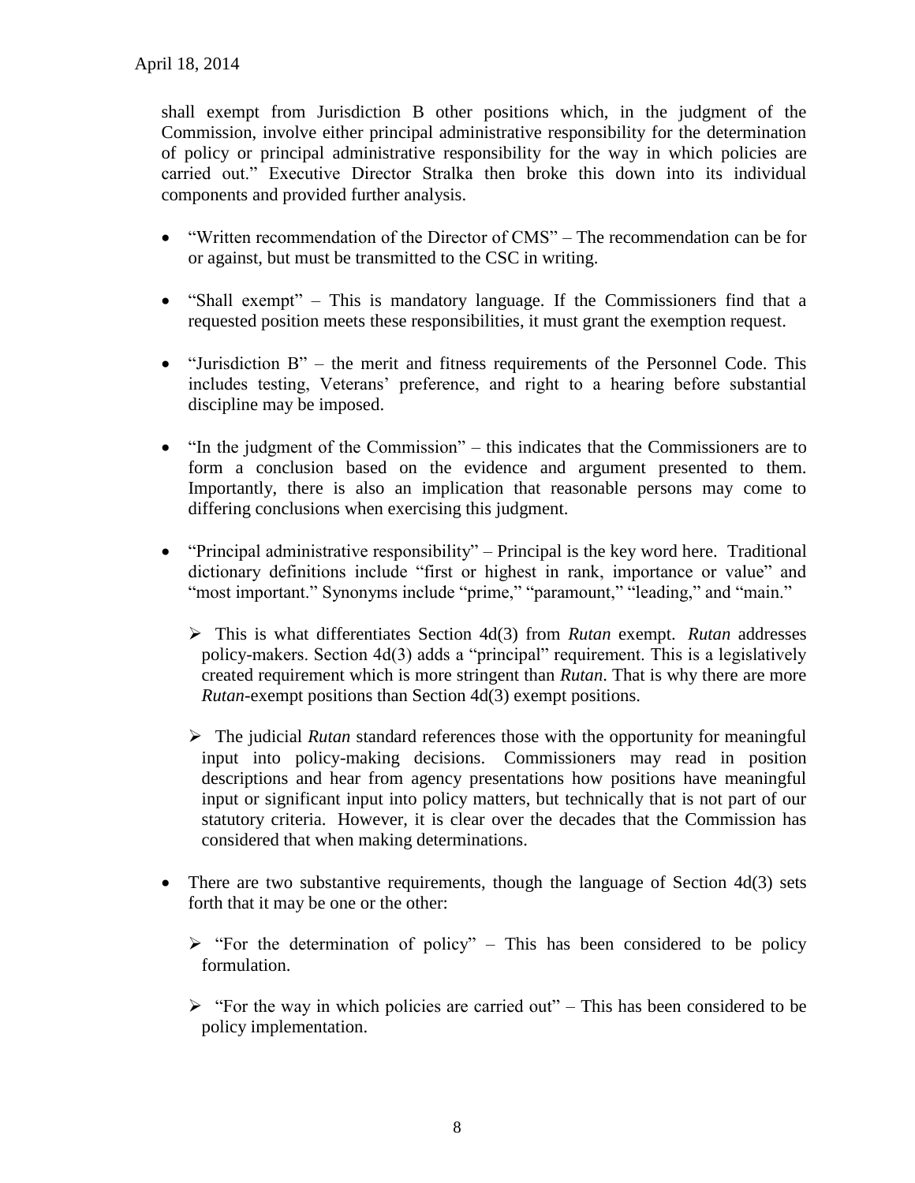shall exempt from Jurisdiction B other positions which, in the judgment of the Commission, involve either principal administrative responsibility for the determination of policy or principal administrative responsibility for the way in which policies are carried out." Executive Director Stralka then broke this down into its individual components and provided further analysis.

- "Written recommendation of the Director of CMS" – The recommendation can be for or against, but must be transmitted to the CSC in writing.

- "Shall exempt" – This is mandatory language. If the Commissioners find that a requested position meets these responsibilities, it must grant the exemption request.

- "Jurisdiction B" – the merit and fitness requirements of the Personnel Code. This includes testing, Veterans' preference, and right to a hearing before substantial discipline may be imposed.

- "In the judgment of the Commission" – this indicates that the Commissioners are to form a conclusion based on the evidence and argument presented to them. Importantly, there is also an implication that reasonable persons may come to differing conclusions when exercising this judgment.

- "Principal administrative responsibility" – Principal is the key word here. Traditional dictionary definitions include "first or highest in rank, importance or value" and "most important." Synonyms include "prime," "paramount," "leading," and "main."

  - This is what differentiates Section 4d(3) from *Rutan* exempt. *Rutan* addresses policy-makers. Section 4d(3) adds a "principal" requirement. This is a legislatively created requirement which is more stringent than *Rutan*. That is why there are more *Rutan*-exempt positions than Section 4d(3) exempt positions.

  - The judicial *Rutan* standard references those with the opportunity for meaningful input into policy-making decisions. Commissioners may read in position descriptions and hear from agency presentations how positions have meaningful input or significant input into policy matters, but technically that is not part of our statutory criteria. However, it is clear over the decades that the Commission has considered that when making determinations.

- There are two substantive requirements, though the language of Section 4d(3) sets forth that it may be one or the other:

  - "For the determination of policy" – This has been considered to be policy formulation.

  - "For the way in which policies are carried out" – This has been considered to be policy implementation.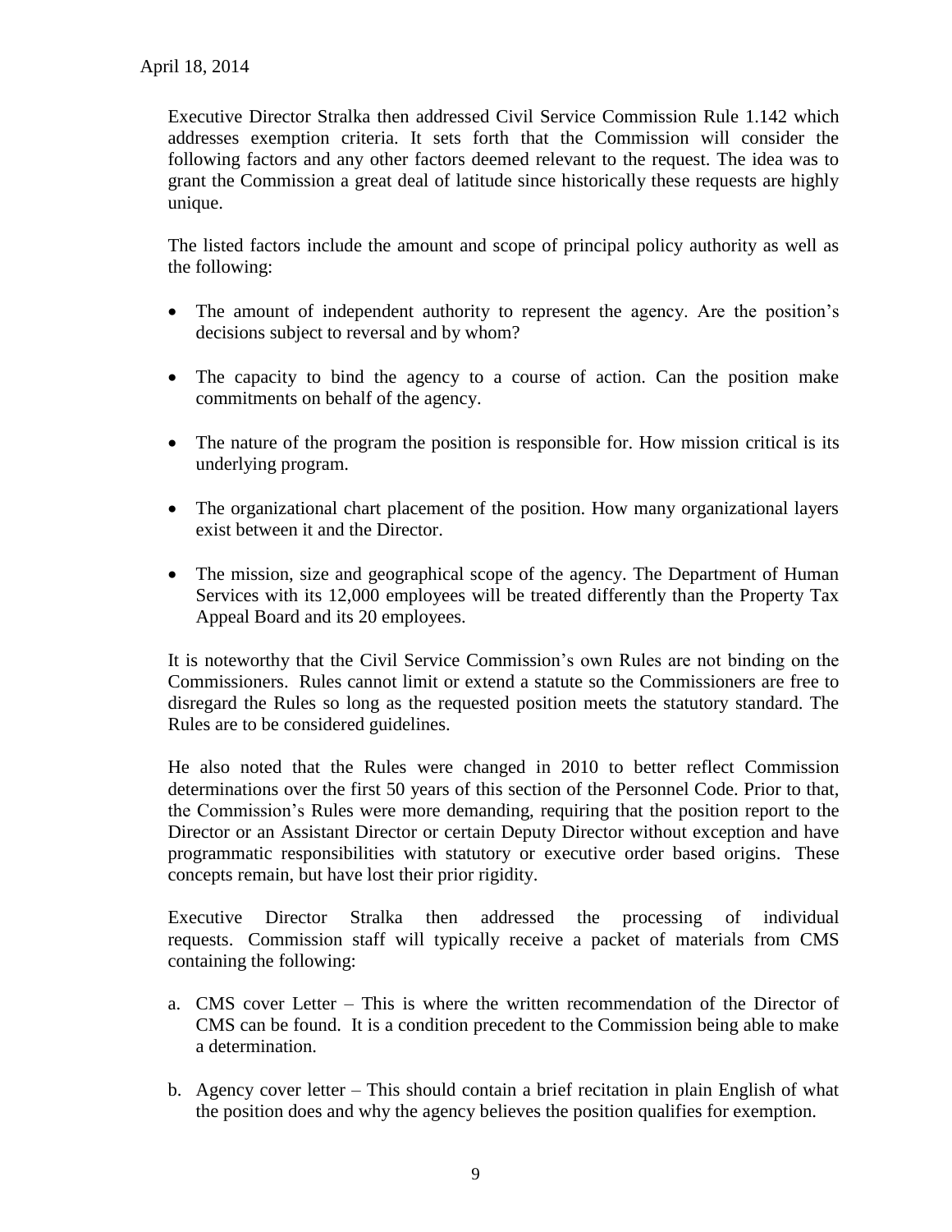Executive Director Stralka then addressed Civil Service Commission Rule 1.142 which addresses exemption criteria. It sets forth that the Commission will consider the following factors and any other factors deemed relevant to the request. The idea was to grant the Commission a great deal of latitude since historically these requests are highly unique.

The listed factors include the amount and scope of principal policy authority as well as the following:

- The amount of independent authority to represent the agency. Are the position's decisions subject to reversal and by whom?
- The capacity to bind the agency to a course of action. Can the position make commitments on behalf of the agency.
- The nature of the program the position is responsible for. How mission critical is its underlying program.
- The organizational chart placement of the position. How many organizational layers exist between it and the Director.
- The mission, size and geographical scope of the agency. The Department of Human Services with its 12,000 employees will be treated differently than the Property Tax Appeal Board and its 20 employees.

It is noteworthy that the Civil Service Commission's own Rules are not binding on the Commissioners. Rules cannot limit or extend a statute so the Commissioners are free to disregard the Rules so long as the requested position meets the statutory standard. The Rules are to be considered guidelines.

He also noted that the Rules were changed in 2010 to better reflect Commission determinations over the first 50 years of this section of the Personnel Code. Prior to that, the Commission's Rules were more demanding, requiring that the position report to the Director or an Assistant Director or certain Deputy Director without exception and have programmatic responsibilities with statutory or executive order based origins. These concepts remain, but have lost their prior rigidity.

Executive Director Stralka then addressed the processing of individual requests. Commission staff will typically receive a packet of materials from CMS containing the following:

a. CMS cover Letter – This is where the written recommendation of the Director of CMS can be found. It is a condition precedent to the Commission being able to make a determination.

b. Agency cover letter – This should contain a brief recitation in plain English of what the position does and why the agency believes the position qualifies for exemption.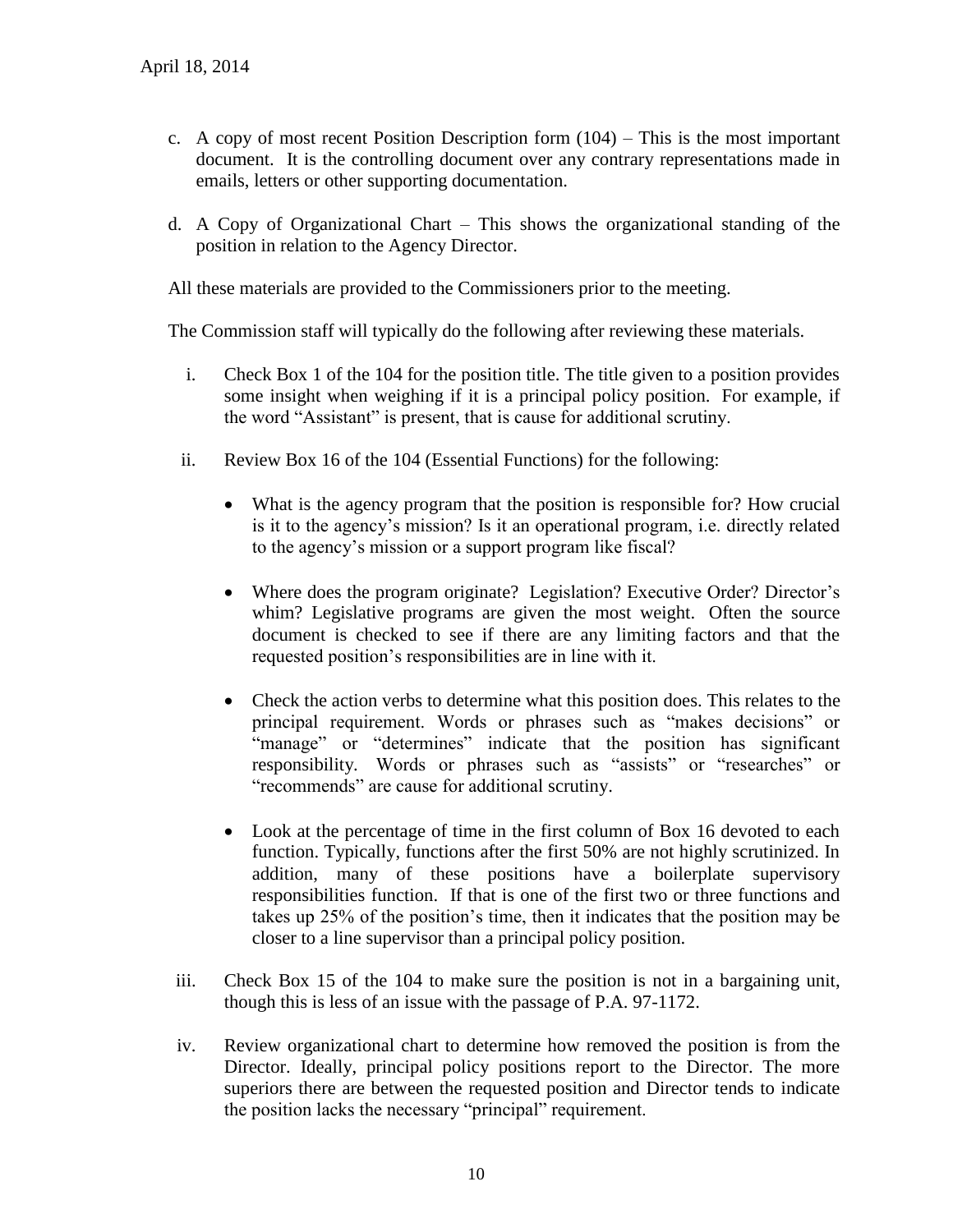c. A copy of most recent Position Description form (104) – This is the most important document. It is the controlling document over any contrary representations made in emails, letters or other supporting documentation.

d. A Copy of Organizational Chart – This shows the organizational standing of the position in relation to the Agency Director.

All these materials are provided to the Commissioners prior to the meeting.

The Commission staff will typically do the following after reviewing these materials.

i. Check Box 1 of the 104 for the position title. The title given to a position provides some insight when weighing if it is a principal policy position. For example, if the word "Assistant" is present, that is cause for additional scrutiny.

ii. Review Box 16 of the 104 (Essential Functions) for the following:

   - What is the agency program that the position is responsible for? How crucial is it to the agency's mission? Is it an operational program, i.e. directly related to the agency's mission or a support program like fiscal?

   - Where does the program originate? Legislation? Executive Order? Director's whim? Legislative programs are given the most weight. Often the source document is checked to see if there are any limiting factors and that the requested position's responsibilities are in line with it.

   - Check the action verbs to determine what this position does. This relates to the principal requirement. Words or phrases such as "makes decisions" or "manage" or "determines" indicate that the position has significant responsibility. Words or phrases such as "assists" or "researches" or "recommends" are cause for additional scrutiny.

   - Look at the percentage of time in the first column of Box 16 devoted to each function. Typically, functions after the first 50% are not highly scrutinized. In addition, many of these positions have a boilerplate supervisory responsibilities function. If that is one of the first two or three functions and takes up 25% of the position's time, then it indicates that the position may be closer to a line supervisor than a principal policy position.

iii. Check Box 15 of the 104 to make sure the position is not in a bargaining unit, though this is less of an issue with the passage of P.A. 97-1172.

iv. Review organizational chart to determine how removed the position is from the Director. Ideally, principal policy positions report to the Director. The more superiors there are between the requested position and Director tends to indicate the position lacks the necessary "principal" requirement.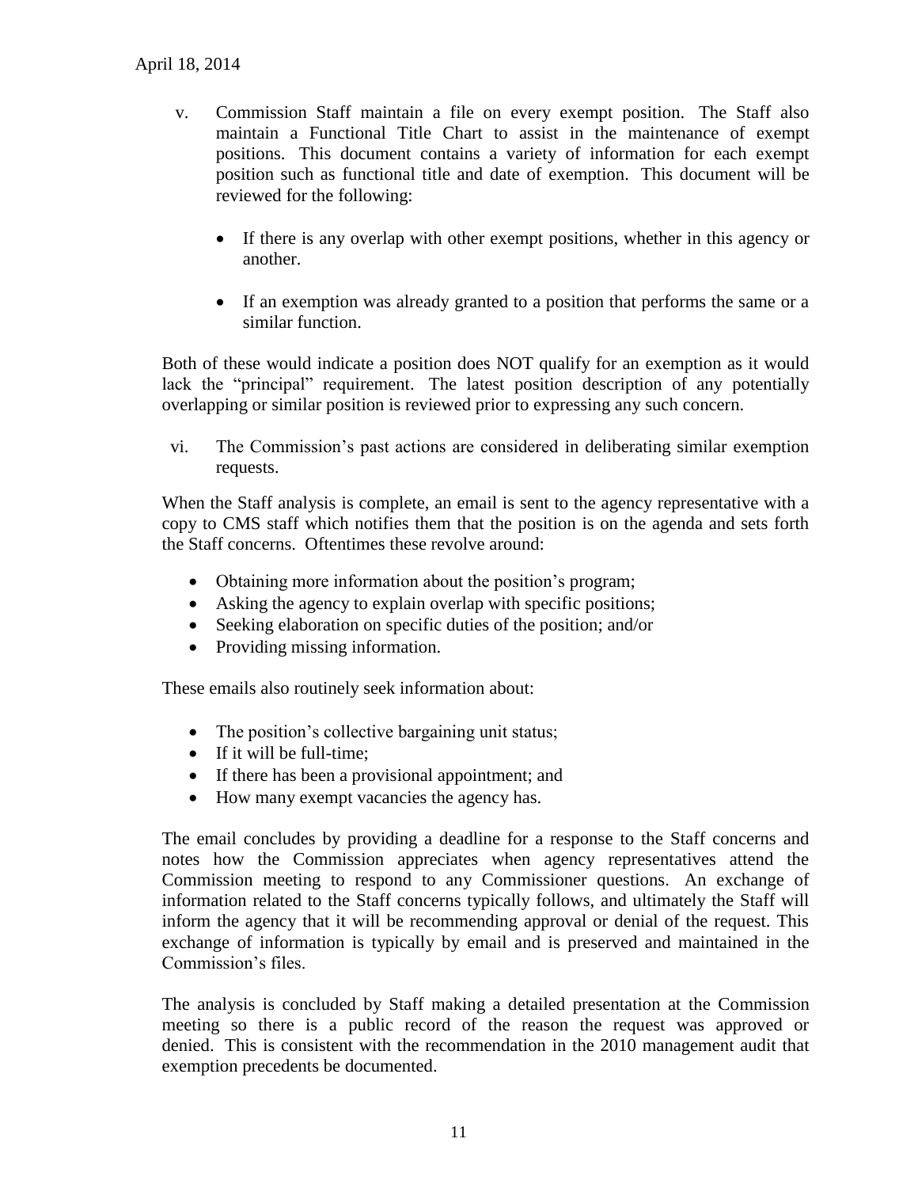v. Commission Staff maintain a file on every exempt position. The Staff also maintain a Functional Title Chart to assist in the maintenance of exempt positions. This document contains a variety of information for each exempt position such as functional title and date of exemption. This document will be reviewed for the following:

   - If there is any overlap with other exempt positions, whether in this agency or another.

   - If an exemption was already granted to a position that performs the same or a similar function.

Both of these would indicate a position does NOT qualify for an exemption as it would lack the "principal" requirement. The latest position description of any potentially overlapping or similar position is reviewed prior to expressing any such concern.

vi. The Commission's past actions are considered in deliberating similar exemption requests.

When the Staff analysis is complete, an email is sent to the agency representative with a copy to CMS staff which notifies them that the position is on the agenda and sets forth the Staff concerns. Oftentimes these revolve around:

- Obtaining more information about the position's program;
- Asking the agency to explain overlap with specific positions;
- Seeking elaboration on specific duties of the position; and/or
- Providing missing information.

These emails also routinely seek information about:

- The position's collective bargaining unit status;
- If it will be full-time;
- If there has been a provisional appointment; and
- How many exempt vacancies the agency has.

The email concludes by providing a deadline for a response to the Staff concerns and notes how the Commission appreciates when agency representatives attend the Commission meeting to respond to any Commissioner questions. An exchange of information related to the Staff concerns typically follows, and ultimately the Staff will inform the agency that it will be recommending approval or denial of the request. This exchange of information is typically by email and is preserved and maintained in the Commission's files.

The analysis is concluded by Staff making a detailed presentation at the Commission meeting so there is a public record of the reason the request was approved or denied. This is consistent with the recommendation in the 2010 management audit that exemption precedents be documented.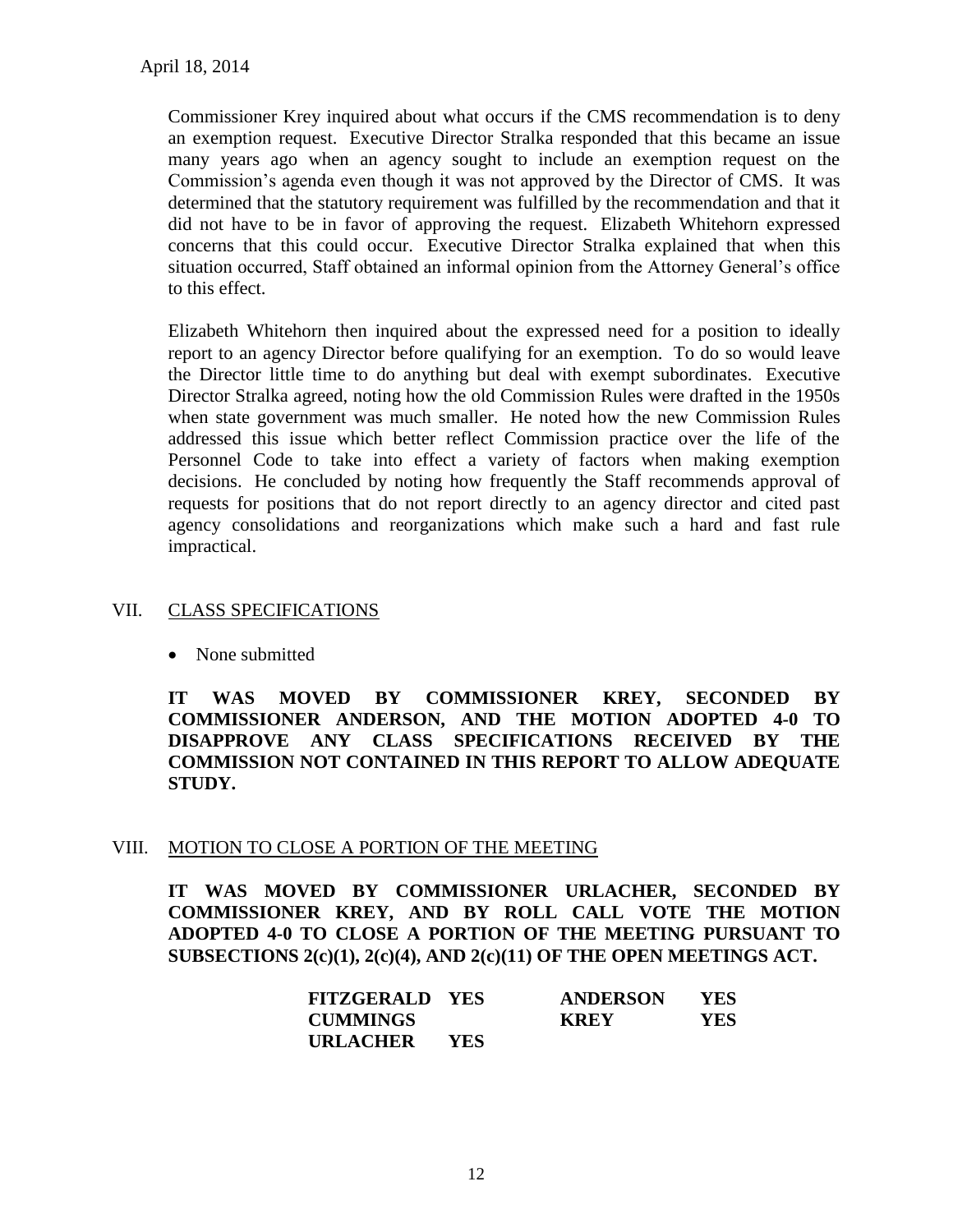April 18, 2014

Commissioner Krey inquired about what occurs if the CMS recommendation is to deny an exemption request. Executive Director Stralka responded that this became an issue many years ago when an agency sought to include an exemption request on the Commission's agenda even though it was not approved by the Director of CMS. It was determined that the statutory requirement was fulfilled by the recommendation and that it did not have to be in favor of approving the request. Elizabeth Whitehorn expressed concerns that this could occur. Executive Director Stralka explained that when this situation occurred, Staff obtained an informal opinion from the Attorney General's office to this effect.

Elizabeth Whitehorn then inquired about the expressed need for a position to ideally report to an agency Director before qualifying for an exemption. To do so would leave the Director little time to do anything but deal with exempt subordinates. Executive Director Stralka agreed, noting how the old Commission Rules were drafted in the 1950s when state government was much smaller. He noted how the new Commission Rules addressed this issue which better reflect Commission practice over the life of the Personnel Code to take into effect a variety of factors when making exemption decisions. He concluded by noting how frequently the Staff recommends approval of requests for positions that do not report directly to an agency director and cited past agency consolidations and reorganizations which make such a hard and fast rule impractical.

## VII. CLASS SPECIFICATIONS

- None submitted

**IT WAS MOVED BY COMMISSIONER KREY, SECONDED BY COMMISSIONER ANDERSON, AND THE MOTION ADOPTED 4-0 TO DISAPPROVE ANY CLASS SPECIFICATIONS RECEIVED BY THE COMMISSION NOT CONTAINED IN THIS REPORT TO ALLOW ADEQUATE STUDY.**

## VIII. MOTION TO CLOSE A PORTION OF THE MEETING

**IT WAS MOVED BY COMMISSIONER URLACHER, SECONDED BY COMMISSIONER KREY, AND BY ROLL CALL VOTE THE MOTION ADOPTED 4-0 TO CLOSE A PORTION OF THE MEETING PURSUANT TO SUBSECTIONS 2(c)(1), 2(c)(4), AND 2(c)(11) OF THE OPEN MEETINGS ACT.**

| | | | |
|---|---|---|---|
| **FITZGERALD** | **YES** | **ANDERSON** | **YES** |
| **CUMMINGS** | | **KREY** | **YES** |
| **URLACHER** | **YES** | | |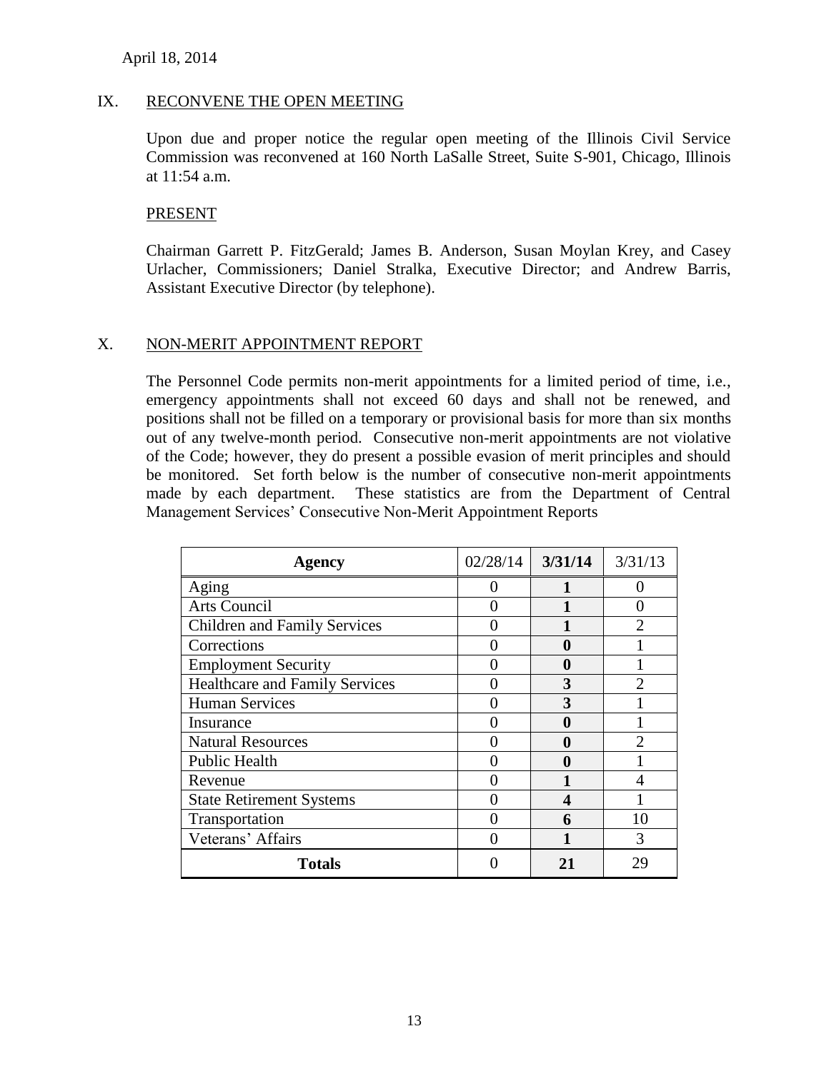April 18, 2014

## IX. RECONVENE THE OPEN MEETING

Upon due and proper notice the regular open meeting of the Illinois Civil Service Commission was reconvened at 160 North LaSalle Street, Suite S-901, Chicago, Illinois at 11:54 a.m.

### PRESENT

Chairman Garrett P. FitzGerald; James B. Anderson, Susan Moylan Krey, and Casey Urlacher, Commissioners; Daniel Stralka, Executive Director; and Andrew Barris, Assistant Executive Director (by telephone).

## X. NON-MERIT APPOINTMENT REPORT

The Personnel Code permits non-merit appointments for a limited period of time, i.e., emergency appointments shall not exceed 60 days and shall not be renewed, and positions shall not be filled on a temporary or provisional basis for more than six months out of any twelve-month period. Consecutive non-merit appointments are not violative of the Code; however, they do present a possible evasion of merit principles and should be monitored. Set forth below is the number of consecutive non-merit appointments made by each department. These statistics are from the Department of Central Management Services' Consecutive Non-Merit Appointment Reports

| Agency | 02/28/14 | **3/31/14** | 3/31/13 |
|---|---|---|---|
| Aging | 0 | **1** | 0 |
| Arts Council | 0 | **1** | 0 |
| Children and Family Services | 0 | **1** | 2 |
| Corrections | 0 | **0** | 1 |
| Employment Security | 0 | **0** | 1 |
| Healthcare and Family Services | 0 | **3** | 2 |
| Human Services | 0 | **3** | 1 |
| Insurance | 0 | **0** | 1 |
| Natural Resources | 0 | **0** | 2 |
| Public Health | 0 | **0** | 1 |
| Revenue | 0 | **1** | 4 |
| State Retirement Systems | 0 | **4** | 1 |
| Transportation | 0 | **6** | 10 |
| Veterans' Affairs | 0 | **1** | 3 |
| **Totals** | 0 | **21** | 29 |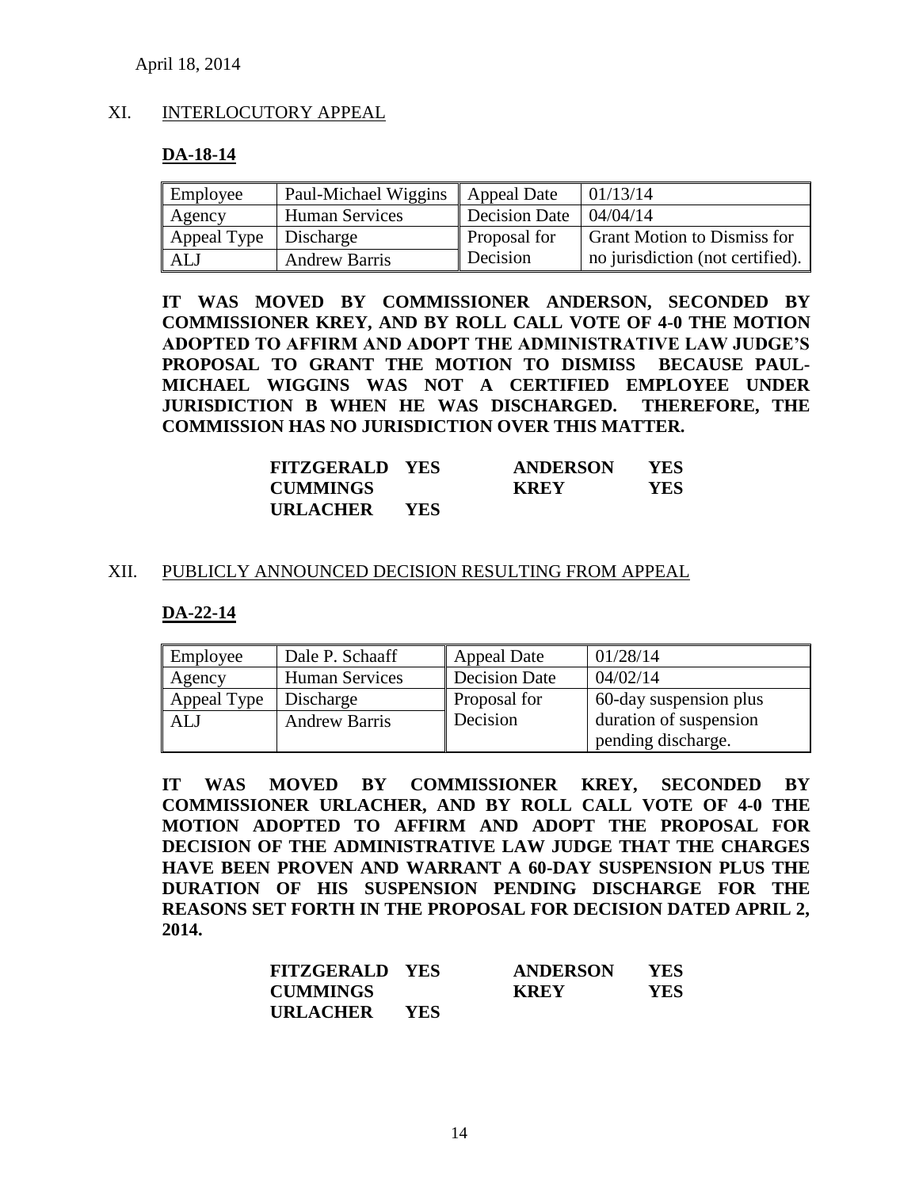April 18, 2014

## XI. INTERLOCUTORY APPEAL

### DA-18-14

| Employee | Paul-Michael Wiggins | Appeal Date | 01/13/14 |
|---|---|---|---|
| Agency | Human Services | Decision Date | 04/04/14 |
| Appeal Type | Discharge | Proposal for Decision | Grant Motion to Dismiss for no jurisdiction (not certified). |
| ALJ | Andrew Barris | | |

**IT WAS MOVED BY COMMISSIONER ANDERSON, SECONDED BY COMMISSIONER KREY, AND BY ROLL CALL VOTE OF 4-0 THE MOTION ADOPTED TO AFFIRM AND ADOPT THE ADMINISTRATIVE LAW JUDGE'S PROPOSAL TO GRANT THE MOTION TO DISMISS BECAUSE PAUL-MICHAEL WIGGINS WAS NOT A CERTIFIED EMPLOYEE UNDER JURISDICTION B WHEN HE WAS DISCHARGED. THEREFORE, THE COMMISSION HAS NO JURISDICTION OVER THIS MATTER.**

| | | | |
|---|---|---|---|
| **FITZGERALD** | **YES** | **ANDERSON** | **YES** |
| **CUMMINGS** | | **KREY** | **YES** |
| **URLACHER** | **YES** | | |

## XII. PUBLICLY ANNOUNCED DECISION RESULTING FROM APPEAL

### DA-22-14

| Employee | Dale P. Schaaff | Appeal Date | 01/28/14 |
|---|---|---|---|
| Agency | Human Services | Decision Date | 04/02/14 |
| Appeal Type | Discharge | Proposal for Decision | 60-day suspension plus duration of suspension pending discharge. |
| ALJ | Andrew Barris | | |

**IT WAS MOVED BY COMMISSIONER KREY, SECONDED BY COMMISSIONER URLACHER, AND BY ROLL CALL VOTE OF 4-0 THE MOTION ADOPTED TO AFFIRM AND ADOPT THE PROPOSAL FOR DECISION OF THE ADMINISTRATIVE LAW JUDGE THAT THE CHARGES HAVE BEEN PROVEN AND WARRANT A 60-DAY SUSPENSION PLUS THE DURATION OF HIS SUSPENSION PENDING DISCHARGE FOR THE REASONS SET FORTH IN THE PROPOSAL FOR DECISION DATED APRIL 2, 2014.**

| | | | |
|---|---|---|---|
| **FITZGERALD** | **YES** | **ANDERSON** | **YES** |
| **CUMMINGS** | | **KREY** | **YES** |
| **URLACHER** | **YES** | | |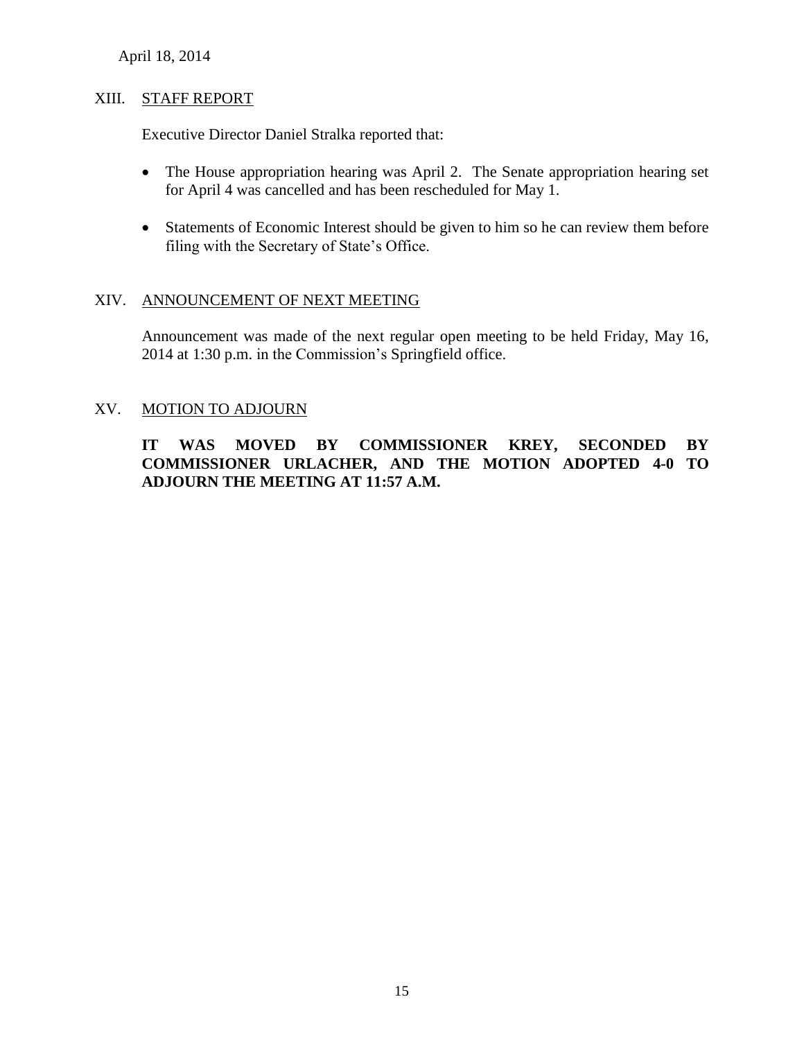April 18, 2014

## XIII. STAFF REPORT

Executive Director Daniel Stralka reported that:

- The House appropriation hearing was April 2. The Senate appropriation hearing set for April 4 was cancelled and has been rescheduled for May 1.
- Statements of Economic Interest should be given to him so he can review them before filing with the Secretary of State's Office.

## XIV. ANNOUNCEMENT OF NEXT MEETING

Announcement was made of the next regular open meeting to be held Friday, May 16, 2014 at 1:30 p.m. in the Commission's Springfield office.

## XV. MOTION TO ADJOURN

**IT WAS MOVED BY COMMISSIONER KREY, SECONDED BY COMMISSIONER URLACHER, AND THE MOTION ADOPTED 4-0 TO ADJOURN THE MEETING AT 11:57 A.M.**